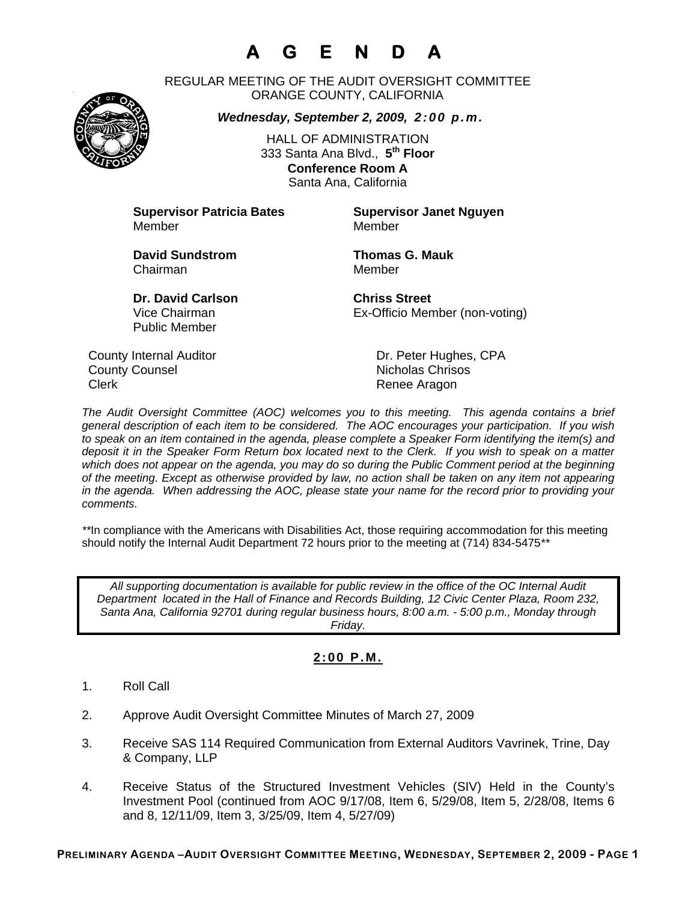# A G E N D A

REGULAR MEETING OF THE AUDIT OVERSIGHT COMMITTEE
ORANGE COUNTY, CALIFORNIA

***Wednesday, September 2, 2009, 2:00 p.m.***

HALL OF ADMINISTRATION
333 Santa Ana Blvd., **5th Floor**
**Conference Room A**
Santa Ana, California

**Supervisor Patricia Bates**
Member

**Supervisor Janet Nguyen**
Member

**David Sundstrom**
Chairman

**Thomas G. Mauk**
Member

**Dr. David Carlson**
Vice Chairman
Public Member

**Chriss Street**
Ex-Officio Member (non-voting)

| | |
|---|---|
| County Internal Auditor | Dr. Peter Hughes, CPA |
| County Counsel | Nicholas Chrisos |
| Clerk | Renee Aragon |

*The Audit Oversight Committee (AOC) welcomes you to this meeting. This agenda contains a brief general description of each item to be considered. The AOC encourages your participation. If you wish to speak on an item contained in the agenda, please complete a Speaker Form identifying the item(s) and deposit it in the Speaker Form Return box located next to the Clerk. If you wish to speak on a matter which does not appear on the agenda, you may do so during the Public Comment period at the beginning of the meeting. Except as otherwise provided by law, no action shall be taken on any item not appearing in the agenda. When addressing the AOC, please state your name for the record prior to providing your comments.*

*\*\*In compliance with the Americans with Disabilities Act, those requiring accommodation for this meeting should notify the Internal Audit Department 72 hours prior to the meeting at (714) 834-5475\*\**

> *All supporting documentation is available for public review in the office of the OC Internal Audit Department located in the Hall of Finance and Records Building, 12 Civic Center Plaza, Room 232, Santa Ana, California 92701 during regular business hours, 8:00 a.m. - 5:00 p.m., Monday through Friday.*

## 2:00 P.M.

1. Roll Call
2. Approve Audit Oversight Committee Minutes of March 27, 2009
3. Receive SAS 114 Required Communication from External Auditors Vavrinek, Trine, Day & Company, LLP
4. Receive Status of the Structured Investment Vehicles (SIV) Held in the County's Investment Pool (continued from AOC 9/17/08, Item 6, 5/29/08, Item 5, 2/28/08, Items 6 and 8, 12/11/09, Item 3, 3/25/09, Item 4, 5/27/09)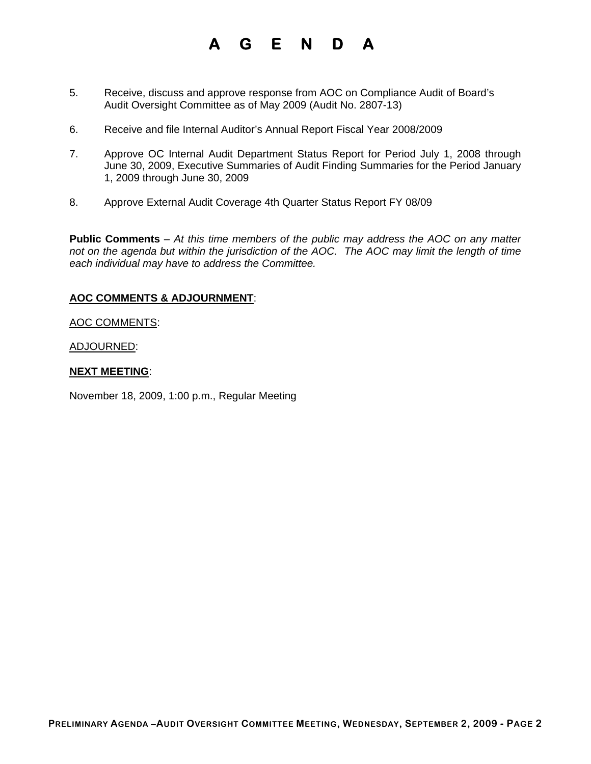# A G E N D A

5. Receive, discuss and approve response from AOC on Compliance Audit of Board's Audit Oversight Committee as of May 2009 (Audit No. 2807-13)

6. Receive and file Internal Auditor's Annual Report Fiscal Year 2008/2009

7. Approve OC Internal Audit Department Status Report for Period July 1, 2008 through June 30, 2009, Executive Summaries of Audit Finding Summaries for the Period January 1, 2009 through June 30, 2009

8. Approve External Audit Coverage 4th Quarter Status Report FY 08/09

**Public Comments** – *At this time members of the public may address the AOC on any matter not on the agenda but within the jurisdiction of the AOC. The AOC may limit the length of time each individual may have to address the Committee.*

**AOC COMMENTS & ADJOURNMENT**:

AOC COMMENTS:

ADJOURNED:

**NEXT MEETING**:

November 18, 2009, 1:00 p.m., Regular Meeting